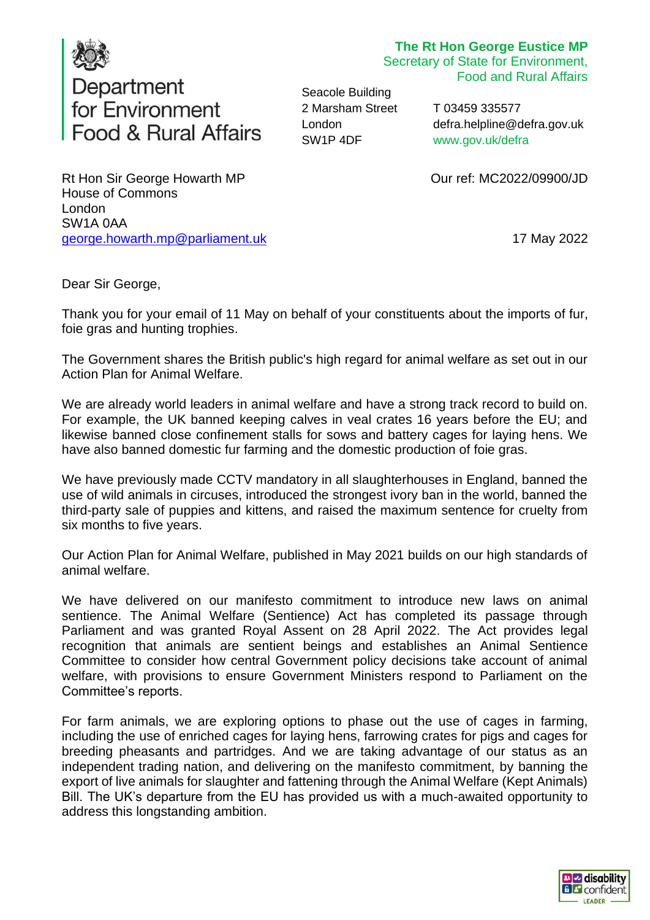Department for Environment Food & Rural Affairs

**The Rt Hon George Eustice MP**
Secretary of State for Environment, Food and Rural Affairs

Seacole Building
2 Marsham Street
London
SW1P 4DF

T 03459 335577
defra.helpline@defra.gov.uk
www.gov.uk/defra

Rt Hon Sir George Howarth MP
House of Commons
London
SW1A 0AA
george.howarth.mp@parliament.uk

Our ref: MC2022/09900/JD

17 May 2022

Dear Sir George,

Thank you for your email of 11 May on behalf of your constituents about the imports of fur, foie gras and hunting trophies.

The Government shares the British public's high regard for animal welfare as set out in our Action Plan for Animal Welfare.

We are already world leaders in animal welfare and have a strong track record to build on. For example, the UK banned keeping calves in veal crates 16 years before the EU; and likewise banned close confinement stalls for sows and battery cages for laying hens. We have also banned domestic fur farming and the domestic production of foie gras.

We have previously made CCTV mandatory in all slaughterhouses in England, banned the use of wild animals in circuses, introduced the strongest ivory ban in the world, banned the third-party sale of puppies and kittens, and raised the maximum sentence for cruelty from six months to five years.

Our Action Plan for Animal Welfare, published in May 2021 builds on our high standards of animal welfare.

We have delivered on our manifesto commitment to introduce new laws on animal sentience. The Animal Welfare (Sentience) Act has completed its passage through Parliament and was granted Royal Assent on 28 April 2022. The Act provides legal recognition that animals are sentient beings and establishes an Animal Sentience Committee to consider how central Government policy decisions take account of animal welfare, with provisions to ensure Government Ministers respond to Parliament on the Committee's reports.

For farm animals, we are exploring options to phase out the use of cages in farming, including the use of enriched cages for laying hens, farrowing crates for pigs and cages for breeding pheasants and partridges. And we are taking advantage of our status as an independent trading nation, and delivering on the manifesto commitment, by banning the export of live animals for slaughter and fattening through the Animal Welfare (Kept Animals) Bill. The UK's departure from the EU has provided us with a much-awaited opportunity to address this longstanding ambition.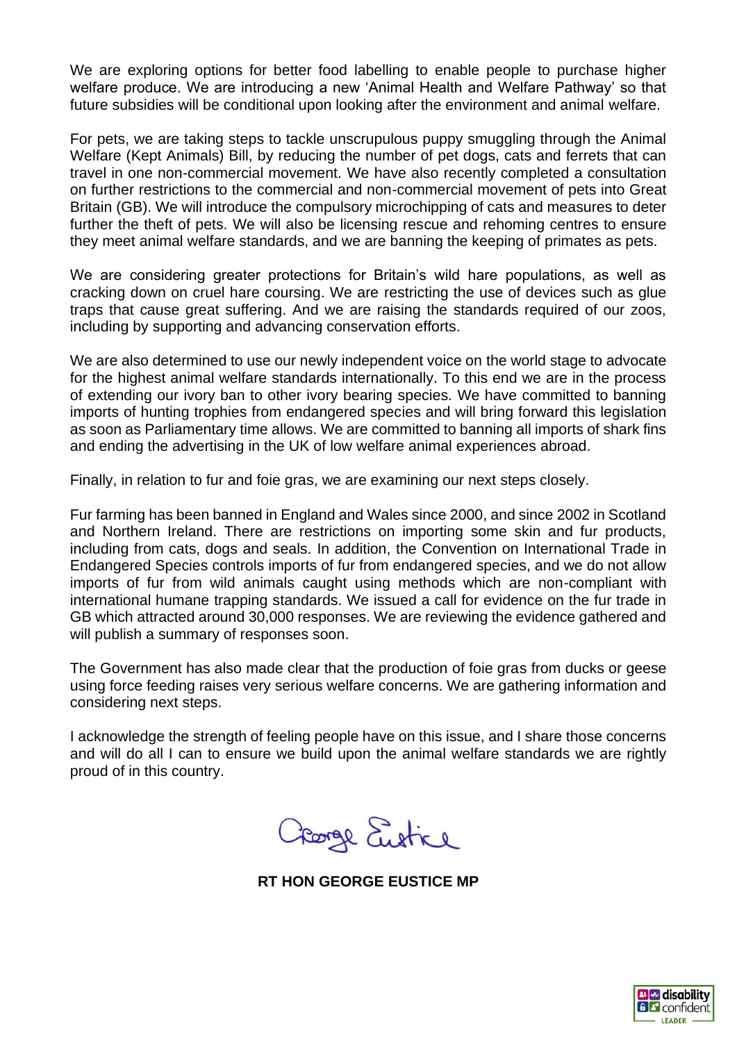We are exploring options for better food labelling to enable people to purchase higher welfare produce. We are introducing a new 'Animal Health and Welfare Pathway' so that future subsidies will be conditional upon looking after the environment and animal welfare.

For pets, we are taking steps to tackle unscrupulous puppy smuggling through the Animal Welfare (Kept Animals) Bill, by reducing the number of pet dogs, cats and ferrets that can travel in one non-commercial movement. We have also recently completed a consultation on further restrictions to the commercial and non-commercial movement of pets into Great Britain (GB). We will introduce the compulsory microchipping of cats and measures to deter further the theft of pets. We will also be licensing rescue and rehoming centres to ensure they meet animal welfare standards, and we are banning the keeping of primates as pets.

We are considering greater protections for Britain's wild hare populations, as well as cracking down on cruel hare coursing. We are restricting the use of devices such as glue traps that cause great suffering. And we are raising the standards required of our zoos, including by supporting and advancing conservation efforts.

We are also determined to use our newly independent voice on the world stage to advocate for the highest animal welfare standards internationally. To this end we are in the process of extending our ivory ban to other ivory bearing species. We have committed to banning imports of hunting trophies from endangered species and will bring forward this legislation as soon as Parliamentary time allows. We are committed to banning all imports of shark fins and ending the advertising in the UK of low welfare animal experiences abroad.

Finally, in relation to fur and foie gras, we are examining our next steps closely.

Fur farming has been banned in England and Wales since 2000, and since 2002 in Scotland and Northern Ireland. There are restrictions on importing some skin and fur products, including from cats, dogs and seals. In addition, the Convention on International Trade in Endangered Species controls imports of fur from endangered species, and we do not allow imports of fur from wild animals caught using methods which are non-compliant with international humane trapping standards. We issued a call for evidence on the fur trade in GB which attracted around 30,000 responses. We are reviewing the evidence gathered and will publish a summary of responses soon.

The Government has also made clear that the production of foie gras from ducks or geese using force feeding raises very serious welfare concerns. We are gathering information and considering next steps.

I acknowledge the strength of feeling people have on this issue, and I share those concerns and will do all I can to ensure we build upon the animal welfare standards we are rightly proud of in this country.

George Eustice

**RT HON GEORGE EUSTICE MP**